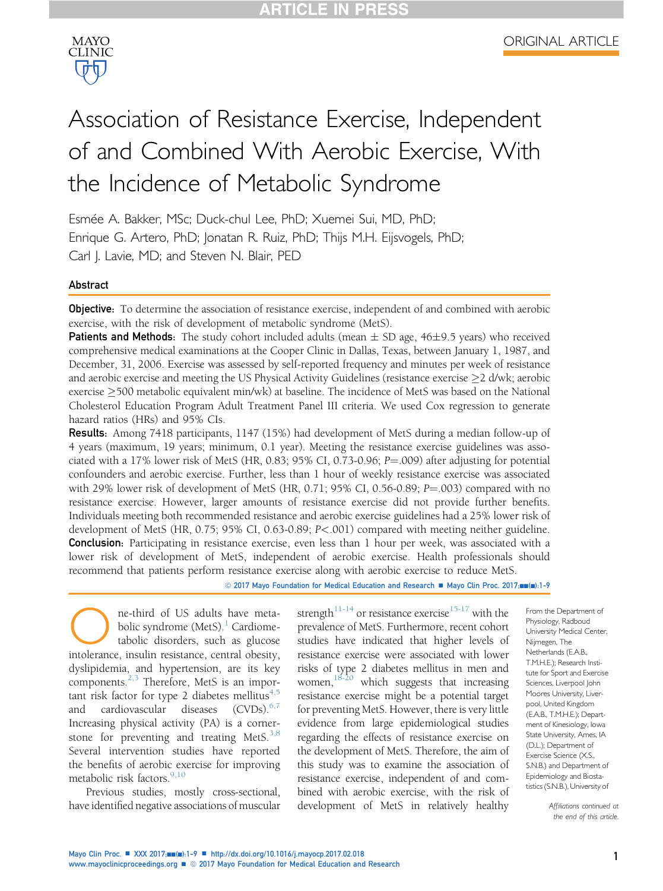ORIGINAL ARTICLE

# Association of Resistance Exercise, Independent of and Combined With Aerobic Exercise, With the Incidence of Metabolic Syndrome

Esmée A. Bakker, MSc; Duck-chul Lee, PhD; Xuemei Sui, MD, PhD; Enrique G. Artero, PhD; Jonatan R. Ruiz, PhD; Thijs M.H. Eijsvogels, PhD; Carl J. Lavie, MD; and Steven N. Blair, PED

## Abstract

**Objective:** To determine the association of resistance exercise, independent of and combined with aerobic exercise, with the risk of development of metabolic syndrome (MetS).

**Patients and Methods:** The study cohort included adults (mean ± SD age, 46±9.5 years) who received comprehensive medical examinations at the Cooper Clinic in Dallas, Texas, between January 1, 1987, and December, 31, 2006. Exercise was assessed by self-reported frequency and minutes per week of resistance and aerobic exercise and meeting the US Physical Activity Guidelines (resistance exercise ≥2 d/wk; aerobic exercise ≥500 metabolic equivalent min/wk) at baseline. The incidence of MetS was based on the National Cholesterol Education Program Adult Treatment Panel III criteria. We used Cox regression to generate hazard ratios (HRs) and 95% CIs.

**Results:** Among 7418 participants, 1147 (15%) had development of MetS during a median follow-up of 4 years (maximum, 19 years; minimum, 0.1 year). Meeting the resistance exercise guidelines was associated with a 17% lower risk of MetS (HR, 0.83; 95% CI, 0.73-0.96; $P$=.009) after adjusting for potential confounders and aerobic exercise. Further, less than 1 hour of weekly resistance exercise was associated with 29% lower risk of development of MetS (HR, 0.71; 95% CI, 0.56-0.89; $P$=.003) compared with no resistance exercise. However, larger amounts of resistance exercise did not provide further benefits. Individuals meeting both recommended resistance and aerobic exercise guidelines had a 25% lower risk of development of MetS (HR, 0.75; 95% CI, 0.63-0.89; $P$<.001) compared with meeting neither guideline.

**Conclusion:** Participating in resistance exercise, even less than 1 hour per week, was associated with a lower risk of development of MetS, independent of aerobic exercise. Health professionals should recommend that patients perform resistance exercise along with aerobic exercise to reduce MetS.

© 2017 Mayo Foundation for Medical Education and Research

One-third of US adults have metabolic syndrome (MetS).[1] Cardiometabolic disorders, such as glucose intolerance, insulin resistance, central obesity, dyslipidemia, and hypertension, are its key components.[2,3] Therefore, MetS is an important risk factor for type 2 diabetes mellitus[4,5] and cardiovascular diseases (CVDs).[6,7] Increasing physical activity (PA) is a cornerstone for preventing and treating MetS.[3,8] Several intervention studies have reported the benefits of aerobic exercise for improving metabolic risk factors.[9,10]

Previous studies, mostly cross-sectional, have identified negative associations of muscular strength[11-14] or resistance exercise[15-17] with the prevalence of MetS. Furthermore, recent cohort studies have indicated that higher levels of resistance exercise were associated with lower risks of type 2 diabetes mellitus in men and women,[18-20] which suggests that increasing resistance exercise might be a potential target for preventing MetS. However, there is very little evidence from large epidemiological studies regarding the effects of resistance exercise on the development of MetS. Therefore, the aim of this study was to examine the association of resistance exercise, independent of and combined with aerobic exercise, with the risk of development of MetS in relatively healthy

From the Department of Physiology, Radboud University Medical Center, Nijmegen, The Netherlands (E.A.B., T.M.H.E.); Research Institute for Sport and Exercise Sciences, Liverpool John Moores University, Liverpool, United Kingdom (E.A.B., T.M.H.E.); Department of Kinesiology, Iowa State University, Ames, IA (D.L.); Department of Exercise Science (X.S., S.N.B.) and Department of Epidemiology and Biostatistics (S.N.B.), University of

*Affiliations continued at the end of this article.*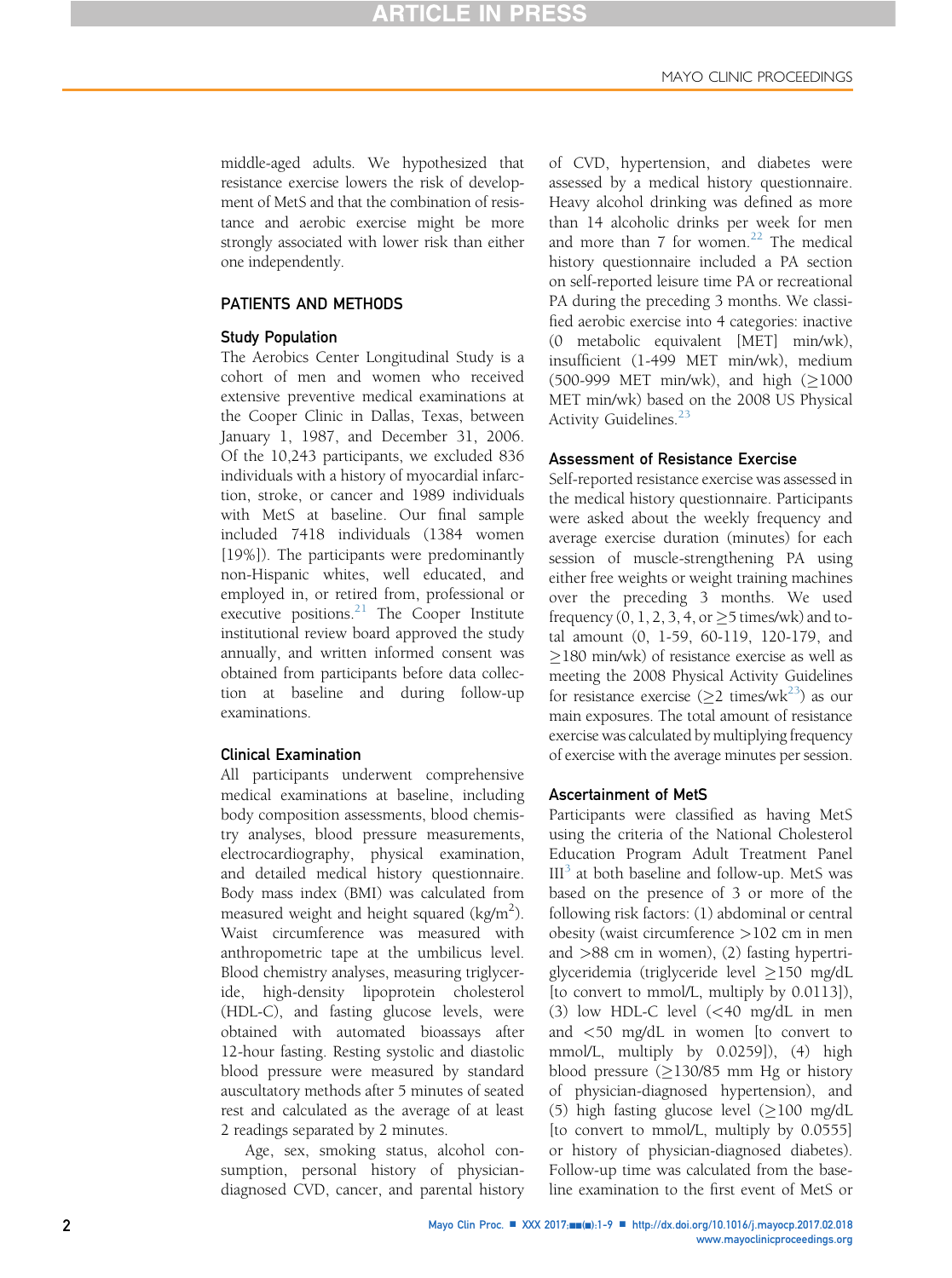middle-aged adults. We hypothesized that resistance exercise lowers the risk of development of MetS and that the combination of resistance and aerobic exercise might be more strongly associated with lower risk than either one independently.

## PATIENTS AND METHODS

### Study Population

The Aerobics Center Longitudinal Study is a cohort of men and women who received extensive preventive medical examinations at the Cooper Clinic in Dallas, Texas, between January 1, 1987, and December 31, 2006. Of the 10,243 participants, we excluded 836 individuals with a history of myocardial infarction, stroke, or cancer and 1989 individuals with MetS at baseline. Our final sample included 7418 individuals (1384 women [19%]). The participants were predominantly non-Hispanic whites, well educated, and employed in, or retired from, professional or executive positions.[21] The Cooper Institute institutional review board approved the study annually, and written informed consent was obtained from participants before data collection at baseline and during follow-up examinations.

### Clinical Examination

All participants underwent comprehensive medical examinations at baseline, including body composition assessments, blood chemistry analyses, blood pressure measurements, electrocardiography, physical examination, and detailed medical history questionnaire. Body mass index (BMI) was calculated from measured weight and height squared (kg/m$^2$). Waist circumference was measured with anthropometric tape at the umbilicus level. Blood chemistry analyses, measuring triglyceride, high-density lipoprotein cholesterol (HDL-C), and fasting glucose levels, were obtained with automated bioassays after 12-hour fasting. Resting systolic and diastolic blood pressure were measured by standard auscultatory methods after 5 minutes of seated rest and calculated as the average of at least 2 readings separated by 2 minutes.

Age, sex, smoking status, alcohol consumption, personal history of physician-diagnosed CVD, cancer, and parental history of CVD, hypertension, and diabetes were assessed by a medical history questionnaire. Heavy alcohol drinking was defined as more than 14 alcoholic drinks per week for men and more than 7 for women.[22] The medical history questionnaire included a PA section on self-reported leisure time PA or recreational PA during the preceding 3 months. We classified aerobic exercise into 4 categories: inactive (0 metabolic equivalent [MET] min/wk), insufficient (1-499 MET min/wk), medium (500-999 MET min/wk), and high ($\geq$1000 MET min/wk) based on the 2008 US Physical Activity Guidelines.[23]

### Assessment of Resistance Exercise

Self-reported resistance exercise was assessed in the medical history questionnaire. Participants were asked about the weekly frequency and average exercise duration (minutes) for each session of muscle-strengthening PA using either free weights or weight training machines over the preceding 3 months. We used frequency (0, 1, 2, 3, 4, or $\geq$5 times/wk) and total amount (0, 1-59, 60-119, 120-179, and $\geq$180 min/wk) of resistance exercise as well as meeting the 2008 Physical Activity Guidelines for resistance exercise ($\geq$2 times/wk[23]) as our main exposures. The total amount of resistance exercise was calculated by multiplying frequency of exercise with the average minutes per session.

### Ascertainment of MetS

Participants were classified as having MetS using the criteria of the National Cholesterol Education Program Adult Treatment Panel III[3] at both baseline and follow-up. MetS was based on the presence of 3 or more of the following risk factors: (1) abdominal or central obesity (waist circumference >102 cm in men and >88 cm in women), (2) fasting hypertriglyceridemia (triglyceride level $\geq$150 mg/dL [to convert to mmol/L, multiply by 0.0113]), (3) low HDL-C level (<40 mg/dL in men and <50 mg/dL in women [to convert to mmol/L, multiply by 0.0259]), (4) high blood pressure ($\geq$130/85 mm Hg or history of physician-diagnosed hypertension), and (5) high fasting glucose level ($\geq$100 mg/dL [to convert to mmol/L, multiply by 0.0555] or history of physician-diagnosed diabetes). Follow-up time was calculated from the baseline examination to the first event of MetS or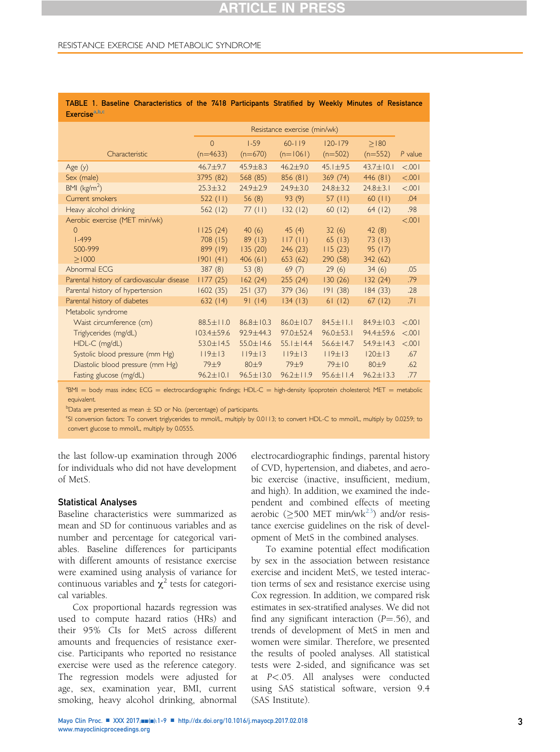**TABLE 1. Baseline Characteristics of the 7418 Participants Stratified by Weekly Minutes of Resistance Exercise**[a,b,c]

| | Resistance exercise (min/wk) | | | | | |
|---|---|---|---|---|---|---|
| Characteristic | 0 (n=4633) | 1-59 (n=670) | 60-119 (n=1061) | 120-179 (n=502) | ≥180 (n=552) | *P* value |
| Age (y) | 46.7±9.7 | 45.9±8.3 | 46.2±9.0 | 45.1±9.5 | 43.7±10.1 | <.001 |
| Sex (male) | 3795 (82) | 568 (85) | 856 (81) | 369 (74) | 446 (81) | <.001 |
| BMI (kg/m$^2$) | 25.3±3.2 | 24.9±2.9 | 24.9±3.0 | 24.8±3.2 | 24.8±3.1 | <.001 |
| Current smokers | 522 (11) | 56 (8) | 93 (9) | 57 (11) | 60 (11) | .04 |
| Heavy alcohol drinking | 562 (12) | 77 (11) | 132 (12) | 60 (12) | 64 (12) | .98 |
| Aerobic exercise (MET min/wk) | | | | | | <.001 |
| 0 | 1125 (24) | 40 (6) | 45 (4) | 32 (6) | 42 (8) | |
| 1-499 | 708 (15) | 89 (13) | 117 (11) | 65 (13) | 73 (13) | |
| 500-999 | 899 (19) | 135 (20) | 246 (23) | 115 (23) | 95 (17) | |
| ≥1000 | 1901 (41) | 406 (61) | 653 (62) | 290 (58) | 342 (62) | |
| Abnormal ECG | 387 (8) | 53 (8) | 69 (7) | 29 (6) | 34 (6) | .05 |
| Parental history of cardiovascular disease | 1177 (25) | 162 (24) | 255 (24) | 130 (26) | 132 (24) | .79 |
| Parental history of hypertension | 1602 (35) | 251 (37) | 379 (36) | 191 (38) | 184 (33) | .28 |
| Parental history of diabetes | 632 (14) | 91 (14) | 134 (13) | 61 (12) | 67 (12) | .71 |
| Metabolic syndrome | | | | | | |
| Waist circumference (cm) | 88.5±11.0 | 86.8±10.3 | 86.0±10.7 | 84.5±11.1 | 84.9±10.3 | <.001 |
| Triglycerides (mg/dL) | 103.4±59.6 | 92.9±44.3 | 97.0±52.4 | 96.0±53.1 | 94.4±59.6 | <.001 |
| HDL-C (mg/dL) | 53.0±14.5 | 55.0±14.6 | 55.1±14.4 | 56.6±14.7 | 54.9±14.3 | <.001 |
| Systolic blood pressure (mm Hg) | 119±13 | 119±13 | 119±13 | 119±13 | 120±13 | .67 |
| Diastolic blood pressure (mm Hg) | 79±9 | 80±9 | 79±9 | 79±10 | 80±9 | .62 |
| Fasting glucose (mg/dL) | 96.2±10.1 | 96.5±13.0 | 96.2±11.9 | 95.6±11.4 | 96.2±13.3 | .77 |

[a]BMI = body mass index; ECG = electrocardiographic findings; HDL-C = high-density lipoprotein cholesterol; MET = metabolic equivalent.

[b]Data are presented as mean ± SD or No. (percentage) of participants.

[c]SI conversion factors: To convert triglycerides to mmol/L, multiply by 0.0113; to convert HDL-C to mmol/L, multiply by 0.0259; to convert glucose to mmol/L, multiply by 0.0555.

the last follow-up examination through 2006 for individuals who did not have development of MetS.

### Statistical Analyses

Baseline characteristics were summarized as mean and SD for continuous variables and as number and percentage for categorical variables. Baseline differences for participants with different amounts of resistance exercise were examined using analysis of variance for continuous variables and $\chi^2$ tests for categorical variables.

Cox proportional hazards regression was used to compute hazard ratios (HRs) and their 95% CIs for MetS across different amounts and frequencies of resistance exercise. Participants who reported no resistance exercise were used as the reference category. The regression models were adjusted for age, sex, examination year, BMI, current smoking, heavy alcohol drinking, abnormal electrocardiographic findings, parental history of CVD, hypertension, and diabetes, and aerobic exercise (inactive, insufficient, medium, and high). In addition, we examined the independent and combined effects of meeting aerobic (≥500 MET min/wk[23]) and/or resistance exercise guidelines on the risk of development of MetS in the combined analyses.

To examine potential effect modification by sex in the association between resistance exercise and incident MetS, we tested interaction terms of sex and resistance exercise using Cox regression. In addition, we compared risk estimates in sex-stratified analyses. We did not find any significant interaction ($P$=.56), and trends of development of MetS in men and women were similar. Therefore, we presented the results of pooled analyses. All statistical tests were 2-sided, and significance was set at $P$<.05. All analyses were conducted using SAS statistical software, version 9.4 (SAS Institute).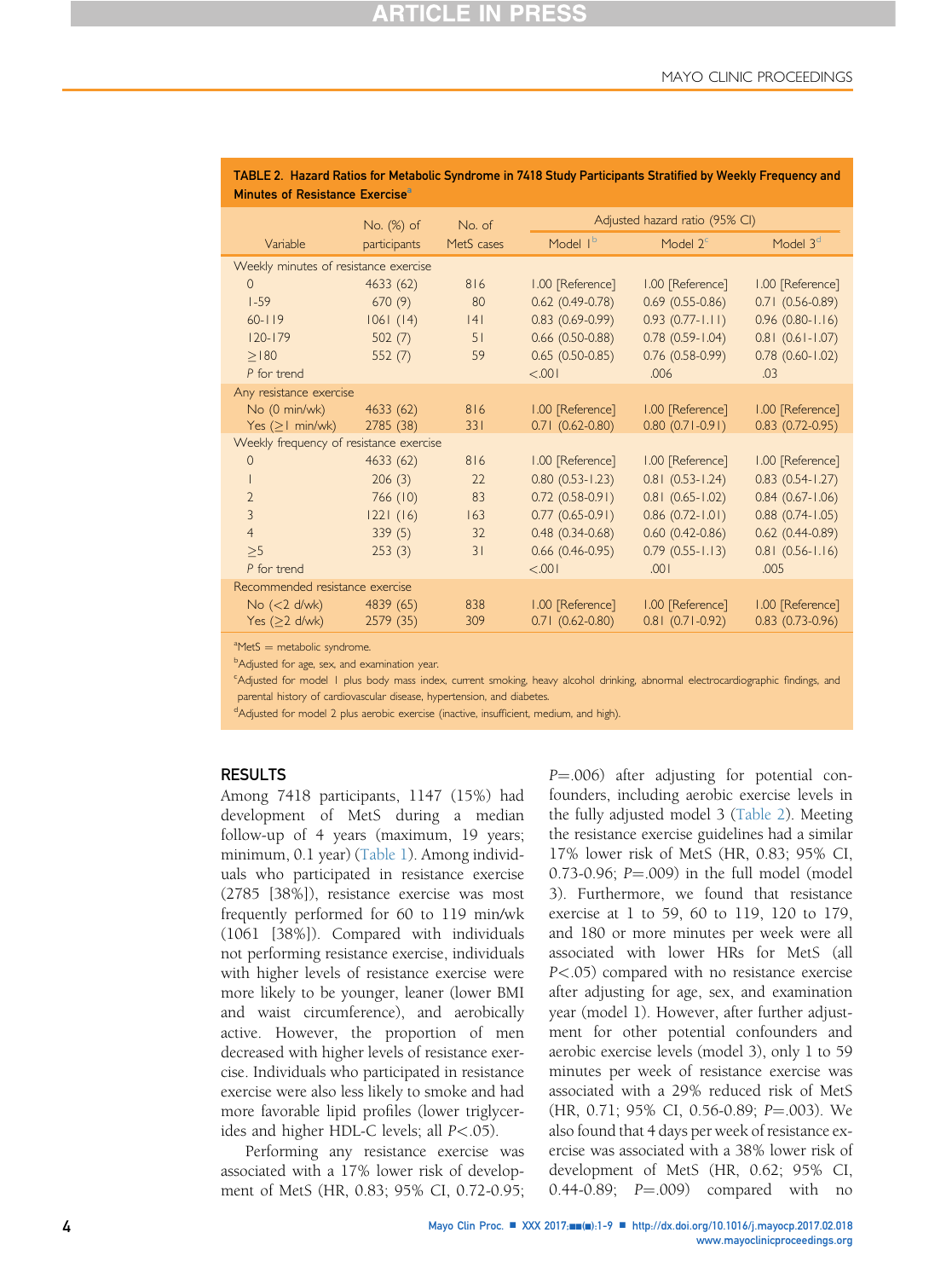**TABLE 2. Hazard Ratios for Metabolic Syndrome in 7418 Study Participants Stratified by Weekly Frequency and Minutes of Resistance Exercise[a]**

| Variable | No. (%) of participants | No. of MetS cases | Adjusted hazard ratio (95% CI) | | |
|---|---|---|---|---|---|
| | | | Model 1[b] | Model 2[c] | Model 3[d] |
| Weekly minutes of resistance exercise | | | | | |
| 0 | 4633 (62) | 816 | 1.00 [Reference] | 1.00 [Reference] | 1.00 [Reference] |
| 1-59 | 670 (9) | 80 | 0.62 (0.49-0.78) | 0.69 (0.55-0.86) | 0.71 (0.56-0.89) |
| 60-119 | 1061 (14) | 141 | 0.83 (0.69-0.99) | 0.93 (0.77-1.11) | 0.96 (0.80-1.16) |
| 120-179 | 502 (7) | 51 | 0.66 (0.50-0.88) | 0.78 (0.59-1.04) | 0.81 (0.61-1.07) |
| ≥180 | 552 (7) | 59 | 0.65 (0.50-0.85) | 0.76 (0.58-0.99) | 0.78 (0.60-1.02) |
| *P* for trend | | | <.001 | .006 | .03 |
| Any resistance exercise | | | | | |
| No (0 min/wk) | 4633 (62) | 816 | 1.00 [Reference] | 1.00 [Reference] | 1.00 [Reference] |
| Yes (≥1 min/wk) | 2785 (38) | 331 | 0.71 (0.62-0.80) | 0.80 (0.71-0.91) | 0.83 (0.72-0.95) |
| Weekly frequency of resistance exercise | | | | | |
| 0 | 4633 (62) | 816 | 1.00 [Reference] | 1.00 [Reference] | 1.00 [Reference] |
| 1 | 206 (3) | 22 | 0.80 (0.53-1.23) | 0.81 (0.53-1.24) | 0.83 (0.54-1.27) |
| 2 | 766 (10) | 83 | 0.72 (0.58-0.91) | 0.81 (0.65-1.02) | 0.84 (0.67-1.06) |
| 3 | 1221 (16) | 163 | 0.77 (0.65-0.91) | 0.86 (0.72-1.01) | 0.88 (0.74-1.05) |
| 4 | 339 (5) | 32 | 0.48 (0.34-0.68) | 0.60 (0.42-0.86) | 0.62 (0.44-0.89) |
| ≥5 | 253 (3) | 31 | 0.66 (0.46-0.95) | 0.79 (0.55-1.13) | 0.81 (0.56-1.16) |
| *P* for trend | | | <.001 | .001 | .005 |
| Recommended resistance exercise | | | | | |
| No (<2 d/wk) | 4839 (65) | 838 | 1.00 [Reference] | 1.00 [Reference] | 1.00 [Reference] |
| Yes (≥2 d/wk) | 2579 (35) | 309 | 0.71 (0.62-0.80) | 0.81 (0.71-0.92) | 0.83 (0.73-0.96) |

[a]MetS = metabolic syndrome.
[b]Adjusted for age, sex, and examination year.
[c]Adjusted for model 1 plus body mass index, current smoking, heavy alcohol drinking, abnormal electrocardiographic findings, and parental history of cardiovascular disease, hypertension, and diabetes.
[d]Adjusted for model 2 plus aerobic exercise (inactive, insufficient, medium, and high).

## RESULTS

Among 7418 participants, 1147 (15%) had development of MetS during a median follow-up of 4 years (maximum, 19 years; minimum, 0.1 year) (Table 1). Among individuals who participated in resistance exercise (2785 [38%]), resistance exercise was most frequently performed for 60 to 119 min/wk (1061 [38%]). Compared with individuals not performing resistance exercise, individuals with higher levels of resistance exercise were more likely to be younger, leaner (lower BMI and waist circumference), and aerobically active. However, the proportion of men decreased with higher levels of resistance exercise. Individuals who participated in resistance exercise were also less likely to smoke and had more favorable lipid profiles (lower triglycerides and higher HDL-C levels; all $P<.05$).

Performing any resistance exercise was associated with a 17% lower risk of development of MetS (HR, 0.83; 95% CI, 0.72-0.95; $P=.006$) after adjusting for potential confounders, including aerobic exercise levels in the fully adjusted model 3 (Table 2). Meeting the resistance exercise guidelines had a similar 17% lower risk of MetS (HR, 0.83; 95% CI, 0.73-0.96; $P=.009$) in the full model (model 3). Furthermore, we found that resistance exercise at 1 to 59, 60 to 119, 120 to 179, and 180 or more minutes per week were all associated with lower HRs for MetS (all $P<.05$) compared with no resistance exercise after adjusting for age, sex, and examination year (model 1). However, after further adjustment for other potential confounders and aerobic exercise levels (model 3), only 1 to 59 minutes per week of resistance exercise was associated with a 29% reduced risk of MetS (HR, 0.71; 95% CI, 0.56-0.89; $P=.003$). We also found that 4 days per week of resistance exercise was associated with a 38% lower risk of development of MetS (HR, 0.62; 95% CI, 0.44-0.89; $P=.009$) compared with no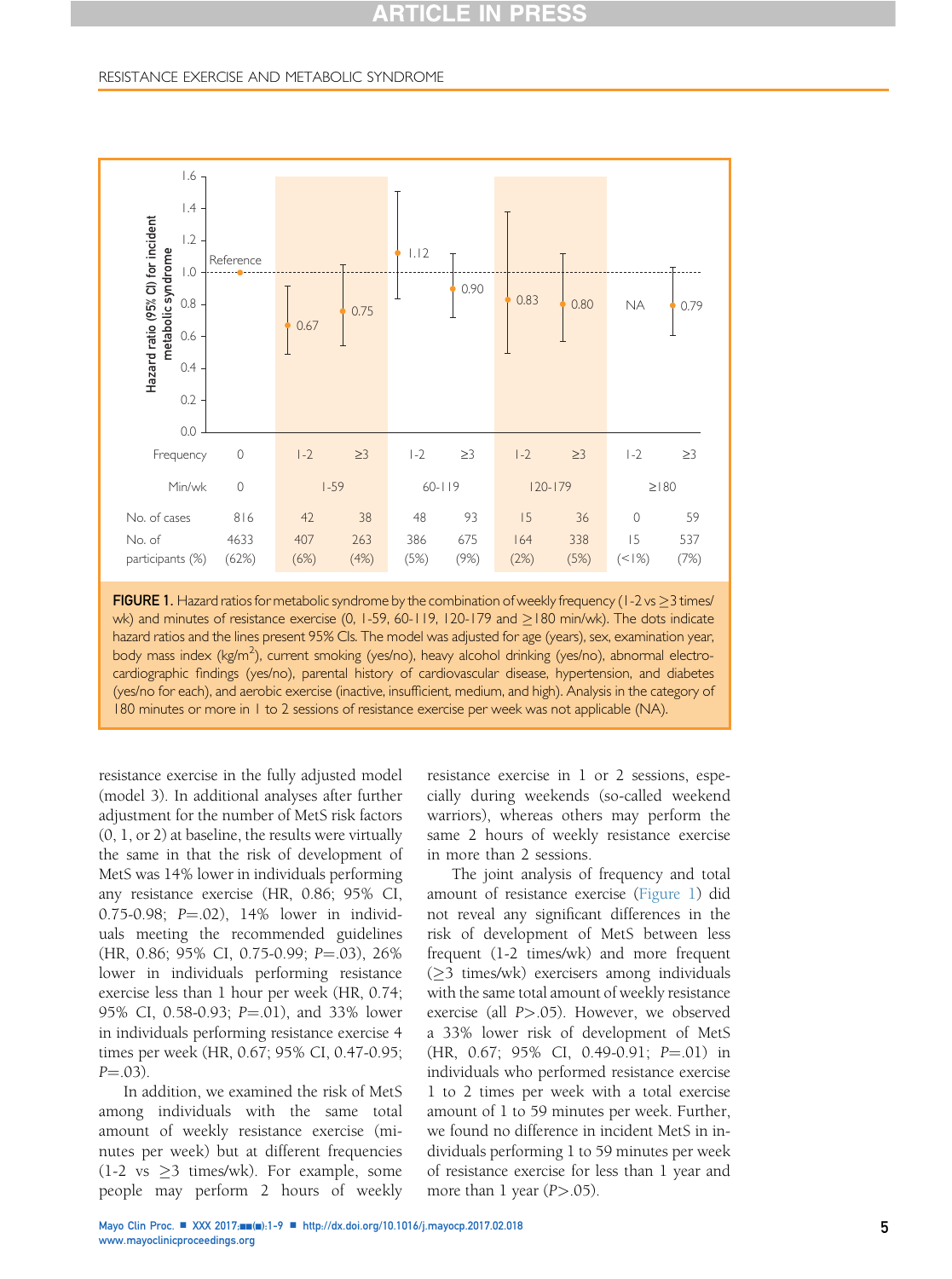FIGURE 1. Hazard ratios for metabolic syndrome by the combination of weekly frequency (1-2 vs ≥3 times/wk) and minutes of resistance exercise (0, 1-59, 60-119, 120-179 and ≥180 min/wk). The dots indicate hazard ratios and the lines present 95% CIs. The model was adjusted for age (years), sex, examination year, body mass index (kg/m$^2$), current smoking (yes/no), heavy alcohol drinking (yes/no), abnormal electrocardiographic findings (yes/no), parental history of cardiovascular disease, hypertension, and diabetes (yes/no for each), and aerobic exercise (inactive, insufficient, medium, and high). Analysis in the category of 180 minutes or more in 1 to 2 sessions of resistance exercise per week was not applicable (NA).

| Frequency | 0 | 1-2 | ≥3 | 1-2 | ≥3 | 1-2 | ≥3 | 1-2 | ≥3 |
|---|---|---|---|---|---|---|---|---|---|
| Min/wk | 0 | 1-59 | | 60-119 | | 120-179 | | ≥180 | |
| Hazard ratio | Reference | 0.67 | 0.75 | 1.12 | 0.90 | 0.83 | 0.80 | NA | 0.79 |
| No. of cases | 816 | 42 | 38 | 48 | 93 | 15 | 36 | 0 | 59 |
| No. of participants (%) | 4633 (62%) | 407 (6%) | 263 (4%) | 386 (5%) | 675 (9%) | 164 (2%) | 338 (5%) | 15 (<1%) | 537 (7%) |

resistance exercise in the fully adjusted model (model 3). In additional analyses after further adjustment for the number of MetS risk factors (0, 1, or 2) at baseline, the results were virtually the same in that the risk of development of MetS was 14% lower in individuals performing any resistance exercise (HR, 0.86; 95% CI, 0.75-0.98; $P$=.02), 14% lower in individuals meeting the recommended guidelines (HR, 0.86; 95% CI, 0.75-0.99; $P$=.03), 26% lower in individuals performing resistance exercise less than 1 hour per week (HR, 0.74; 95% CI, 0.58-0.93; $P$=.01), and 33% lower in individuals performing resistance exercise 4 times per week (HR, 0.67; 95% CI, 0.47-0.95; $P$=.03).

In addition, we examined the risk of MetS among individuals with the same total amount of weekly resistance exercise (minutes per week) but at different frequencies (1-2 vs ≥3 times/wk). For example, some people may perform 2 hours of weekly resistance exercise in 1 or 2 sessions, especially during weekends (so-called weekend warriors), whereas others may perform the same 2 hours of weekly resistance exercise in more than 2 sessions.

The joint analysis of frequency and total amount of resistance exercise (Figure 1) did not reveal any significant differences in the risk of development of MetS between less frequent (1-2 times/wk) and more frequent (≥3 times/wk) exercisers among individuals with the same total amount of weekly resistance exercise (all $P$>.05). However, we observed a 33% lower risk of development of MetS (HR, 0.67; 95% CI, 0.49-0.91; $P$=.01) in individuals who performed resistance exercise 1 to 2 times per week with a total exercise amount of 1 to 59 minutes per week. Further, we found no difference in incident MetS in individuals performing 1 to 59 minutes per week of resistance exercise for less than 1 year and more than 1 year ($P$>.05).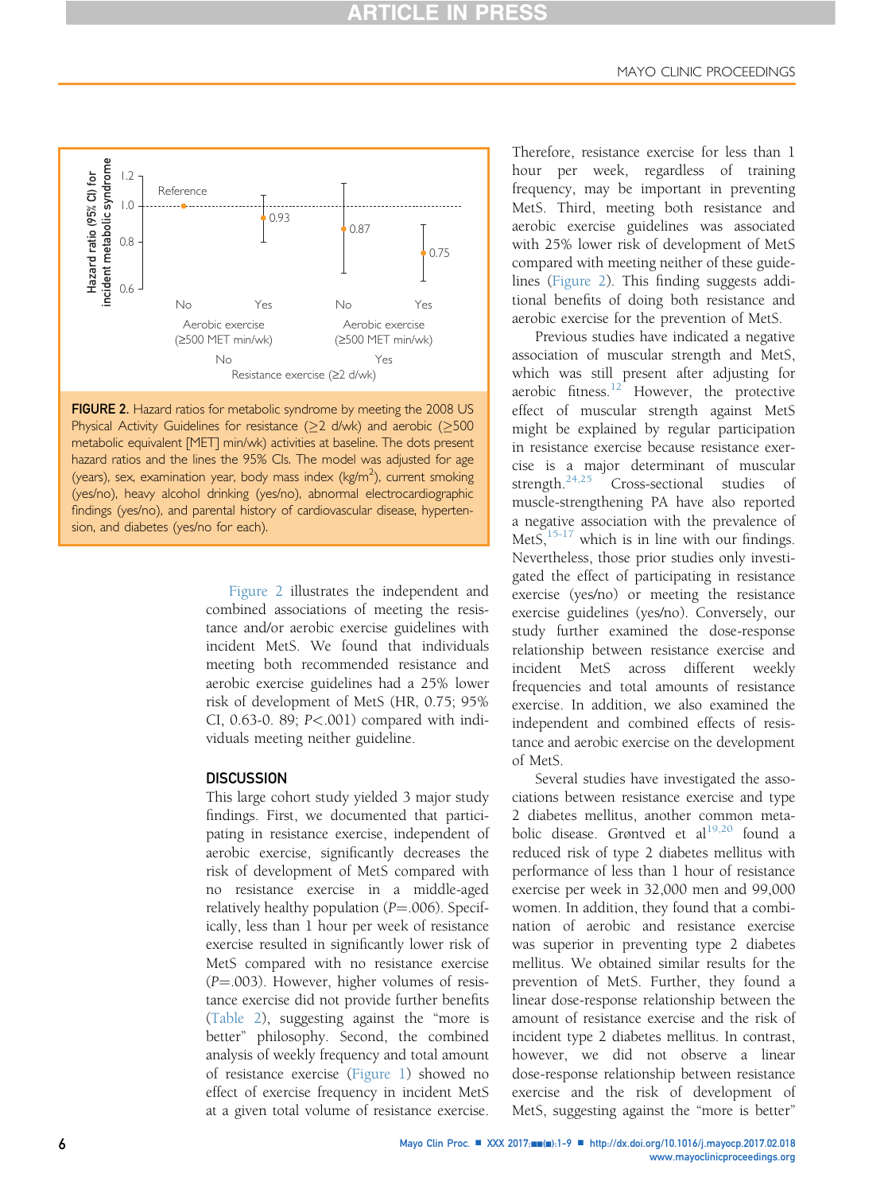**FIGURE 2.** Hazard ratios for metabolic syndrome by meeting the 2008 US Physical Activity Guidelines for resistance (≥2 d/wk) and aerobic (≥500 metabolic equivalent [MET] min/wk) activities at baseline. The dots present hazard ratios and the lines the 95% CIs. The model was adjusted for age (years), sex, examination year, body mass index ($kg/m^2$), current smoking (yes/no), heavy alcohol drinking (yes/no), abnormal electrocardiographic findings (yes/no), and parental history of cardiovascular disease, hypertension, and diabetes (yes/no for each).

Figure 2 illustrates the independent and combined associations of meeting the resistance and/or aerobic exercise guidelines with incident MetS. We found that individuals meeting both recommended resistance and aerobic exercise guidelines had a 25% lower risk of development of MetS (HR, 0.75; 95% CI, 0.63-0. 89; $P<.001$) compared with individuals meeting neither guideline.

## DISCUSSION

This large cohort study yielded 3 major study findings. First, we documented that participating in resistance exercise, independent of aerobic exercise, significantly decreases the risk of development of MetS compared with no resistance exercise in a middle-aged relatively healthy population ($P=.006$). Specifically, less than 1 hour per week of resistance exercise resulted in significantly lower risk of MetS compared with no resistance exercise ($P=.003$). However, higher volumes of resistance exercise did not provide further benefits (Table 2), suggesting against the "more is better" philosophy. Second, the combined analysis of weekly frequency and total amount of resistance exercise (Figure 1) showed no effect of exercise frequency in incident MetS at a given total volume of resistance exercise. Therefore, resistance exercise for less than 1 hour per week, regardless of training frequency, may be important in preventing MetS. Third, meeting both resistance and aerobic exercise guidelines was associated with 25% lower risk of development of MetS compared with meeting neither of these guidelines (Figure 2). This finding suggests additional benefits of doing both resistance and aerobic exercise for the prevention of MetS.

Previous studies have indicated a negative association of muscular strength and MetS, which was still present after adjusting for aerobic fitness.[12] However, the protective effect of muscular strength against MetS might be explained by regular participation in resistance exercise because resistance exercise is a major determinant of muscular strength.[24,25] Cross-sectional studies of muscle-strengthening PA have also reported a negative association with the prevalence of MetS,[15-17] which is in line with our findings. Nevertheless, those prior studies only investigated the effect of participating in resistance exercise (yes/no) or meeting the resistance exercise guidelines (yes/no). Conversely, our study further examined the dose-response relationship between resistance exercise and incident MetS across different weekly frequencies and total amounts of resistance exercise. In addition, we also examined the independent and combined effects of resistance and aerobic exercise on the development of MetS.

Several studies have investigated the associations between resistance exercise and type 2 diabetes mellitus, another common metabolic disease. Grøntved et al[19,20] found a reduced risk of type 2 diabetes mellitus with performance of less than 1 hour of resistance exercise per week in 32,000 men and 99,000 women. In addition, they found that a combination of aerobic and resistance exercise was superior in preventing type 2 diabetes mellitus. We obtained similar results for the prevention of MetS. Further, they found a linear dose-response relationship between the amount of resistance exercise and the risk of incident type 2 diabetes mellitus. In contrast, however, we did not observe a linear dose-response relationship between resistance exercise and the risk of development of MetS, suggesting against the "more is better"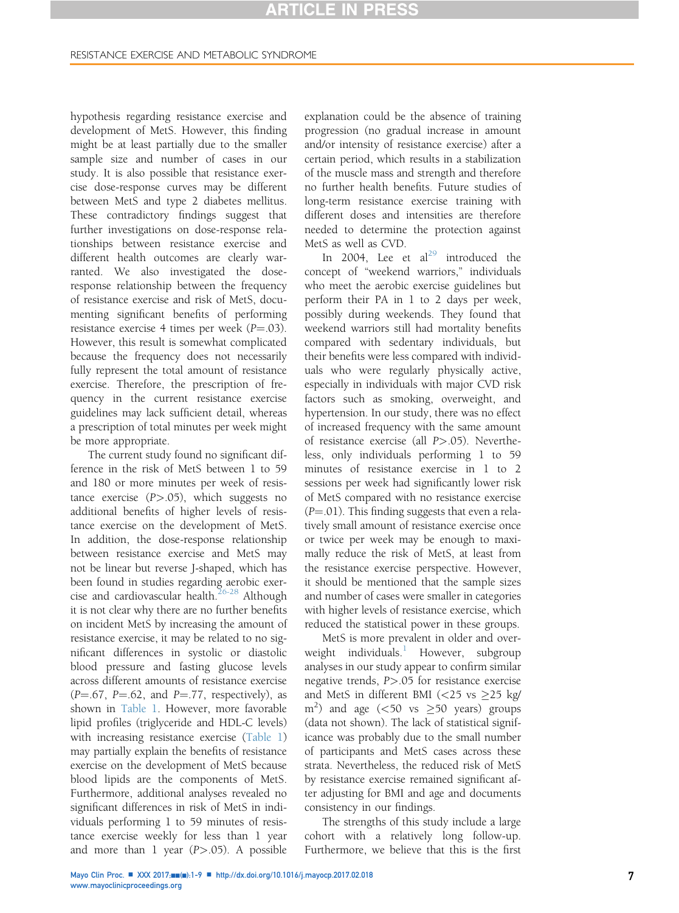hypothesis regarding resistance exercise and development of MetS. However, this finding might be at least partially due to the smaller sample size and number of cases in our study. It is also possible that resistance exercise dose-response curves may be different between MetS and type 2 diabetes mellitus. These contradictory findings suggest that further investigations on dose-response relationships between resistance exercise and different health outcomes are clearly warranted. We also investigated the dose-response relationship between the frequency of resistance exercise and risk of MetS, documenting significant benefits of performing resistance exercise 4 times per week ($P$=.03). However, this result is somewhat complicated because the frequency does not necessarily fully represent the total amount of resistance exercise. Therefore, the prescription of frequency in the current resistance exercise guidelines may lack sufficient detail, whereas a prescription of total minutes per week might be more appropriate.

The current study found no significant difference in the risk of MetS between 1 to 59 and 180 or more minutes per week of resistance exercise ($P$>.05), which suggests no additional benefits of higher levels of resistance exercise on the development of MetS. In addition, the dose-response relationship between resistance exercise and MetS may not be linear but reverse J-shaped, which has been found in studies regarding aerobic exercise and cardiovascular health.[26-28] Although it is not clear why there are no further benefits on incident MetS by increasing the amount of resistance exercise, it may be related to no significant differences in systolic or diastolic blood pressure and fasting glucose levels across different amounts of resistance exercise ($P$=.67, $P$=.62, and $P$=.77, respectively), as shown in Table 1. However, more favorable lipid profiles (triglyceride and HDL-C levels) with increasing resistance exercise (Table 1) may partially explain the benefits of resistance exercise on the development of MetS because blood lipids are the components of MetS. Furthermore, additional analyses revealed no significant differences in risk of MetS in individuals performing 1 to 59 minutes of resistance exercise weekly for less than 1 year and more than 1 year ($P$>.05). A possible explanation could be the absence of training progression (no gradual increase in amount and/or intensity of resistance exercise) after a certain period, which results in a stabilization of the muscle mass and strength and therefore no further health benefits. Future studies of long-term resistance exercise training with different doses and intensities are therefore needed to determine the protection against MetS as well as CVD.

In 2004, Lee et al[29] introduced the concept of "weekend warriors," individuals who meet the aerobic exercise guidelines but perform their PA in 1 to 2 days per week, possibly during weekends. They found that weekend warriors still had mortality benefits compared with sedentary individuals, but their benefits were less compared with individuals who were regularly physically active, especially in individuals with major CVD risk factors such as smoking, overweight, and hypertension. In our study, there was no effect of increased frequency with the same amount of resistance exercise (all $P$>.05). Nevertheless, only individuals performing 1 to 59 minutes of resistance exercise in 1 to 2 sessions per week had significantly lower risk of MetS compared with no resistance exercise ($P$=.01). This finding suggests that even a relatively small amount of resistance exercise once or twice per week may be enough to maximally reduce the risk of MetS, at least from the resistance exercise perspective. However, it should be mentioned that the sample sizes and number of cases were smaller in categories with higher levels of resistance exercise, which reduced the statistical power in these groups.

MetS is more prevalent in older and overweight individuals.[1] However, subgroup analyses in our study appear to confirm similar negative trends, $P$>.05 for resistance exercise and MetS in different BMI (<25 vs ≥25 kg/m$^2$) and age (<50 vs ≥50 years) groups (data not shown). The lack of statistical significance was probably due to the small number of participants and MetS cases across these strata. Nevertheless, the reduced risk of MetS by resistance exercise remained significant after adjusting for BMI and age and documents consistency in our findings.

The strengths of this study include a large cohort with a relatively long follow-up. Furthermore, we believe that this is the first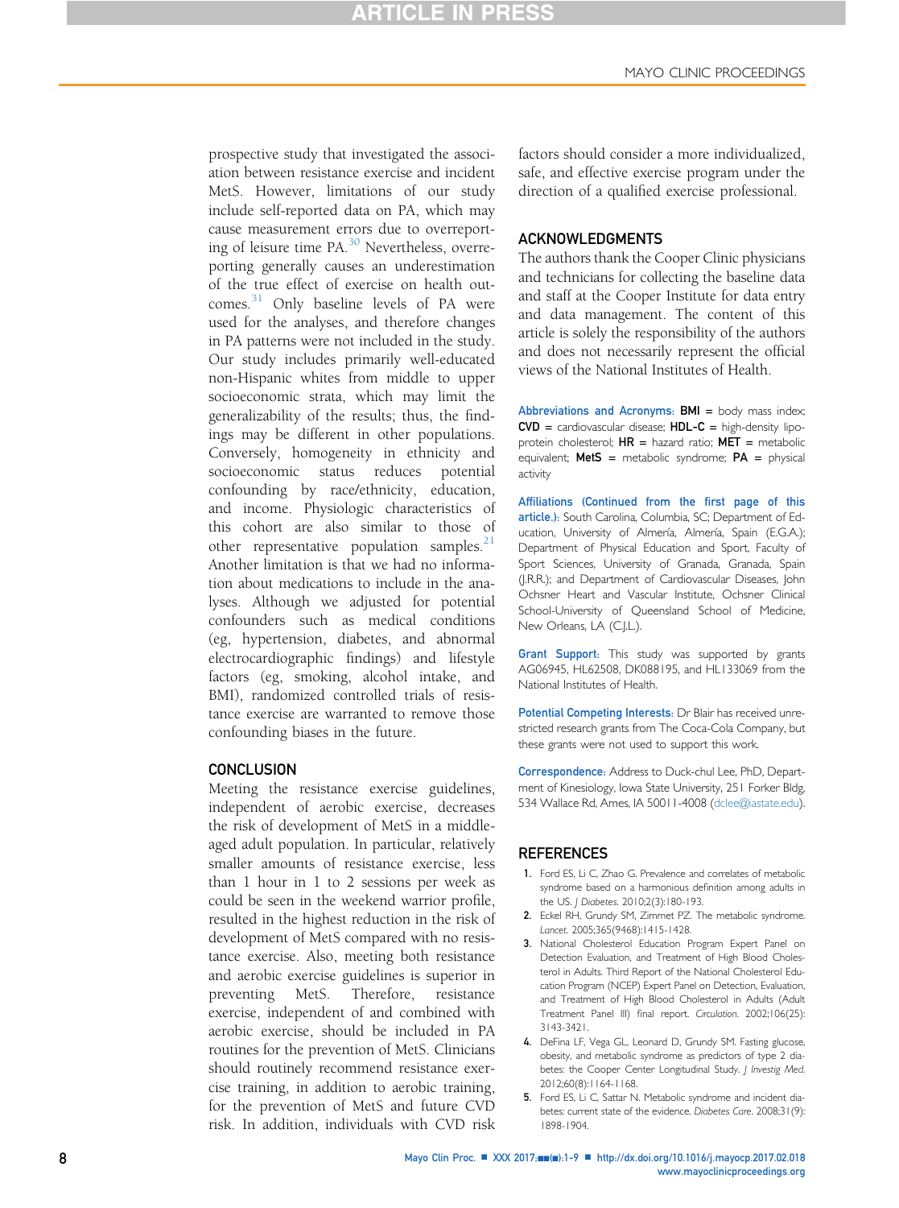prospective study that investigated the association between resistance exercise and incident MetS. However, limitations of our study include self-reported data on PA, which may cause measurement errors due to overreporting of leisure time PA.[30] Nevertheless, overreporting generally causes an underestimation of the true effect of exercise on health outcomes.[31] Only baseline levels of PA were used for the analyses, and therefore changes in PA patterns were not included in the study. Our study includes primarily well-educated non-Hispanic whites from middle to upper socioeconomic strata, which may limit the generalizability of the results; thus, the findings may be different in other populations. Conversely, homogeneity in ethnicity and socioeconomic status reduces potential confounding by race/ethnicity, education, and income. Physiologic characteristics of this cohort are also similar to those of other representative population samples.[21] Another limitation is that we had no information about medications to include in the analyses. Although we adjusted for potential confounders such as medical conditions (eg, hypertension, diabetes, and abnormal electrocardiographic findings) and lifestyle factors (eg, smoking, alcohol intake, and BMI), randomized controlled trials of resistance exercise are warranted to remove those confounding biases in the future.

## CONCLUSION

Meeting the resistance exercise guidelines, independent of aerobic exercise, decreases the risk of development of MetS in a middle-aged adult population. In particular, relatively smaller amounts of resistance exercise, less than 1 hour in 1 to 2 sessions per week as could be seen in the weekend warrior profile, resulted in the highest reduction in the risk of development of MetS compared with no resistance exercise. Also, meeting both resistance and aerobic exercise guidelines is superior in preventing MetS. Therefore, resistance exercise, independent of and combined with aerobic exercise, should be included in PA routines for the prevention of MetS. Clinicians should routinely recommend resistance exercise training, in addition to aerobic training, for the prevention of MetS and future CVD risk. In addition, individuals with CVD risk factors should consider a more individualized, safe, and effective exercise program under the direction of a qualified exercise professional.

## ACKNOWLEDGMENTS

The authors thank the Cooper Clinic physicians and technicians for collecting the baseline data and staff at the Cooper Institute for data entry and data management. The content of this article is solely the responsibility of the authors and does not necessarily represent the official views of the National Institutes of Health.

**Abbreviations and Acronyms:** **BMI** = body mass index; **CVD** = cardiovascular disease; **HDL-C** = high-density lipoprotein cholesterol; **HR** = hazard ratio; **MET** = metabolic equivalent; **MetS** = metabolic syndrome; **PA** = physical activity

**Affiliations (Continued from the first page of this article.):** South Carolina, Columbia, SC; Department of Education, University of Almería, Almería, Spain (E.G.A.); Department of Physical Education and Sport, Faculty of Sport Sciences, University of Granada, Granada, Spain (J.R.R.); and Department of Cardiovascular Diseases, John Ochsner Heart and Vascular Institute, Ochsner Clinical School-University of Queensland School of Medicine, New Orleans, LA (C.J.L.).

**Grant Support:** This study was supported by grants AG06945, HL62508, DK088195, and HL133069 from the National Institutes of Health.

**Potential Competing Interests:** Dr Blair has received unrestricted research grants from The Coca-Cola Company, but these grants were not used to support this work.

**Correspondence:** Address to Duck-chul Lee, PhD, Department of Kinesiology, Iowa State University, 251 Forker Bldg, 534 Wallace Rd, Ames, IA 50011-4008 (dclee@iastate.edu).

## REFERENCES

1. Ford ES, Li C, Zhao G. Prevalence and correlates of metabolic syndrome based on a harmonious definition among adults in the US. *J Diabetes*. 2010;2(3):180-193.
2. Eckel RH, Grundy SM, Zimmet PZ. The metabolic syndrome. *Lancet*. 2005;365(9468):1415-1428.
3. National Cholesterol Education Program Expert Panel on Detection Evaluation, and Treatment of High Blood Cholesterol in Adults. Third Report of the National Cholesterol Education Program (NCEP) Expert Panel on Detection, Evaluation, and Treatment of High Blood Cholesterol in Adults (Adult Treatment Panel III) final report. *Circulation*. 2002;106(25):3143-3421.
4. DeFina LF, Vega GL, Leonard D, Grundy SM. Fasting glucose, obesity, and metabolic syndrome as predictors of type 2 diabetes: the Cooper Center Longitudinal Study. *J Investig Med*. 2012;60(8):1164-1168.
5. Ford ES, Li C, Sattar N. Metabolic syndrome and incident diabetes: current state of the evidence. *Diabetes Care*. 2008;31(9):1898-1904.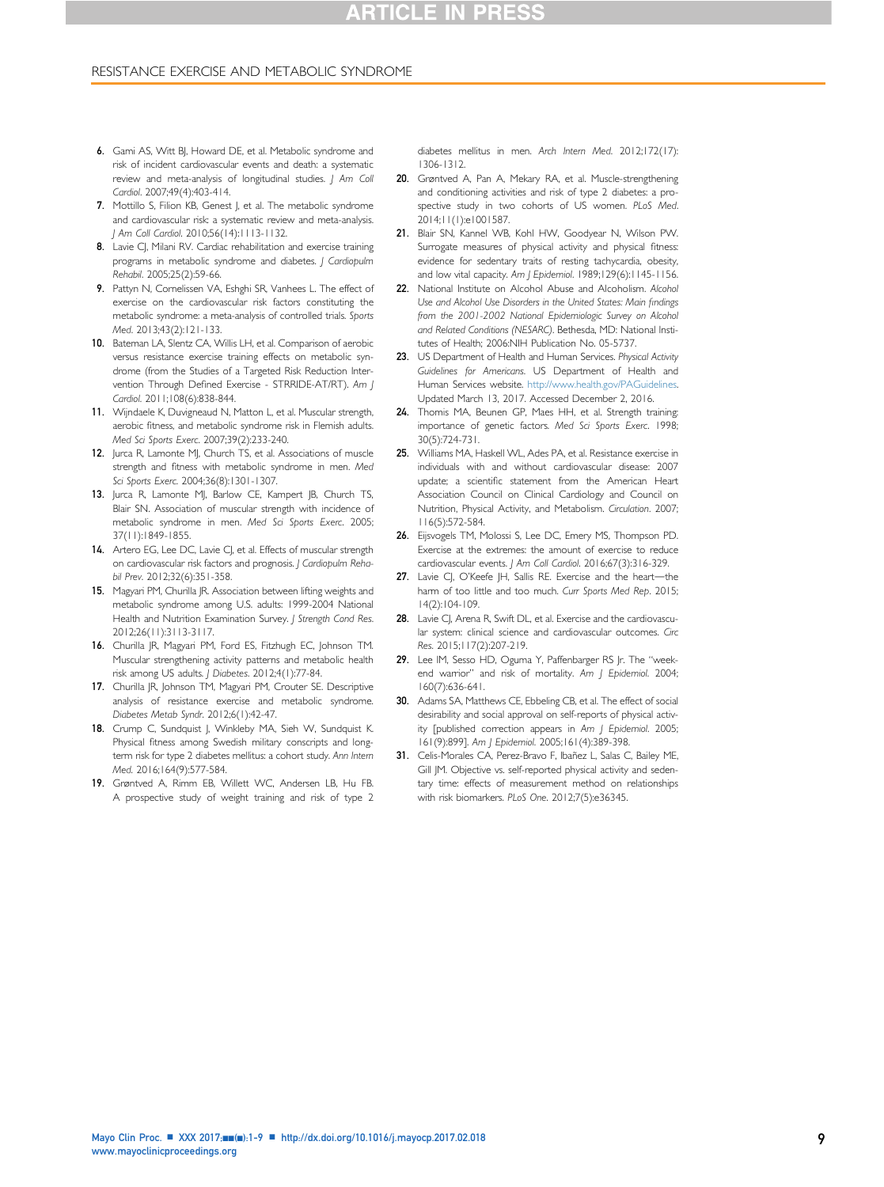6. Gami AS, Witt BJ, Howard DE, et al. Metabolic syndrome and risk of incident cardiovascular events and death: a systematic review and meta-analysis of longitudinal studies. *J Am Coll Cardiol*. 2007;49(4):403-414.
7. Mottillo S, Filion KB, Genest J, et al. The metabolic syndrome and cardiovascular risk: a systematic review and meta-analysis. *J Am Coll Cardiol*. 2010;56(14):1113-1132.
8. Lavie CJ, Milani RV. Cardiac rehabilitation and exercise training programs in metabolic syndrome and diabetes. *J Cardiopulm Rehabil*. 2005;25(2):59-66.
9. Pattyn N, Cornelissen VA, Eshghi SR, Vanhees L. The effect of exercise on the cardiovascular risk factors constituting the metabolic syndrome: a meta-analysis of controlled trials. *Sports Med*. 2013;43(2):121-133.
10. Bateman LA, Slentz CA, Willis LH, et al. Comparison of aerobic versus resistance exercise training effects on metabolic syndrome (from the Studies of a Targeted Risk Reduction Intervention Through Defined Exercise - STRRIDE-AT/RT). *Am J Cardiol*. 2011;108(6):838-844.
11. Wijndaele K, Duvigneaud N, Matton L, et al. Muscular strength, aerobic fitness, and metabolic syndrome risk in Flemish adults. *Med Sci Sports Exerc*. 2007;39(2):233-240.
12. Jurca R, Lamonte MJ, Church TS, et al. Associations of muscle strength and fitness with metabolic syndrome in men. *Med Sci Sports Exerc*. 2004;36(8):1301-1307.
13. Jurca R, Lamonte MJ, Barlow CE, Kampert JB, Church TS, Blair SN. Association of muscular strength with incidence of metabolic syndrome in men. *Med Sci Sports Exerc*. 2005; 37(11):1849-1855.
14. Artero EG, Lee DC, Lavie CJ, et al. Effects of muscular strength on cardiovascular risk factors and prognosis. *J Cardiopulm Rehabil Prev*. 2012;32(6):351-358.
15. Magyari PM, Churilla JR. Association between lifting weights and metabolic syndrome among U.S. adults: 1999-2004 National Health and Nutrition Examination Survey. *J Strength Cond Res*. 2012;26(11):3113-3117.
16. Churilla JR, Magyari PM, Ford ES, Fitzhugh EC, Johnson TM. Muscular strengthening activity patterns and metabolic health risk among US adults. *J Diabetes*. 2012;4(1):77-84.
17. Churilla JR, Johnson TM, Magyari PM, Crouter SE. Descriptive analysis of resistance exercise and metabolic syndrome. *Diabetes Metab Syndr*. 2012;6(1):42-47.
18. Crump C, Sundquist J, Winkleby MA, Sieh W, Sundquist K. Physical fitness among Swedish military conscripts and long-term risk for type 2 diabetes mellitus: a cohort study. *Ann Intern Med*. 2016;164(9):577-584.
19. Grøntved A, Rimm EB, Willett WC, Andersen LB, Hu FB. A prospective study of weight training and risk of type 2 diabetes mellitus in men. *Arch Intern Med*. 2012;172(17): 1306-1312.
20. Grøntved A, Pan A, Mekary RA, et al. Muscle-strengthening and conditioning activities and risk of type 2 diabetes: a prospective study in two cohorts of US women. *PLoS Med*. 2014;11(1):e1001587.
21. Blair SN, Kannel WB, Kohl HW, Goodyear N, Wilson PW. Surrogate measures of physical activity and physical fitness: evidence for sedentary traits of resting tachycardia, obesity, and low vital capacity. *Am J Epidemiol*. 1989;129(6):1145-1156.
22. National Institute on Alcohol Abuse and Alcoholism. *Alcohol Use and Alcohol Use Disorders in the United States: Main findings from the 2001-2002 National Epidemiologic Survey on Alcohol and Related Conditions (NESARC)*. Bethesda, MD: National Institutes of Health; 2006:NIH Publication No. 05-5737.
23. US Department of Health and Human Services. *Physical Activity Guidelines for Americans*. US Department of Health and Human Services website. http://www.health.gov/PAGuidelines. Updated March 13, 2017. Accessed December 2, 2016.
24. Thomis MA, Beunen GP, Maes HH, et al. Strength training: importance of genetic factors. *Med Sci Sports Exerc*. 1998; 30(5):724-731.
25. Williams MA, Haskell WL, Ades PA, et al. Resistance exercise in individuals with and without cardiovascular disease: 2007 update; a scientific statement from the American Heart Association Council on Clinical Cardiology and Council on Nutrition, Physical Activity, and Metabolism. *Circulation*. 2007; 116(5):572-584.
26. Eijsvogels TM, Molossi S, Lee DC, Emery MS, Thompson PD. Exercise at the extremes: the amount of exercise to reduce cardiovascular events. *J Am Coll Cardiol*. 2016;67(3):316-329.
27. Lavie CJ, O'Keefe JH, Sallis RE. Exercise and the heart—the harm of too little and too much. *Curr Sports Med Rep*. 2015; 14(2):104-109.
28. Lavie CJ, Arena R, Swift DL, et al. Exercise and the cardiovascular system: clinical science and cardiovascular outcomes. *Circ Res*. 2015;117(2):207-219.
29. Lee IM, Sesso HD, Oguma Y, Paffenbarger RS Jr. The "weekend warrior" and risk of mortality. *Am J Epidemiol*. 2004; 160(7):636-641.
30. Adams SA, Matthews CE, Ebbeling CB, et al. The effect of social desirability and social approval on self-reports of physical activity [published correction appears in *Am J Epidemiol*. 2005; 161(9):899]. *Am J Epidemiol*. 2005;161(4):389-398.
31. Celis-Morales CA, Perez-Bravo F, Ibañez L, Salas C, Bailey ME, Gill JM. Objective vs. self-reported physical activity and sedentary time: effects of measurement method on relationships with risk biomarkers. *PLoS One*. 2012;7(5):e36345.